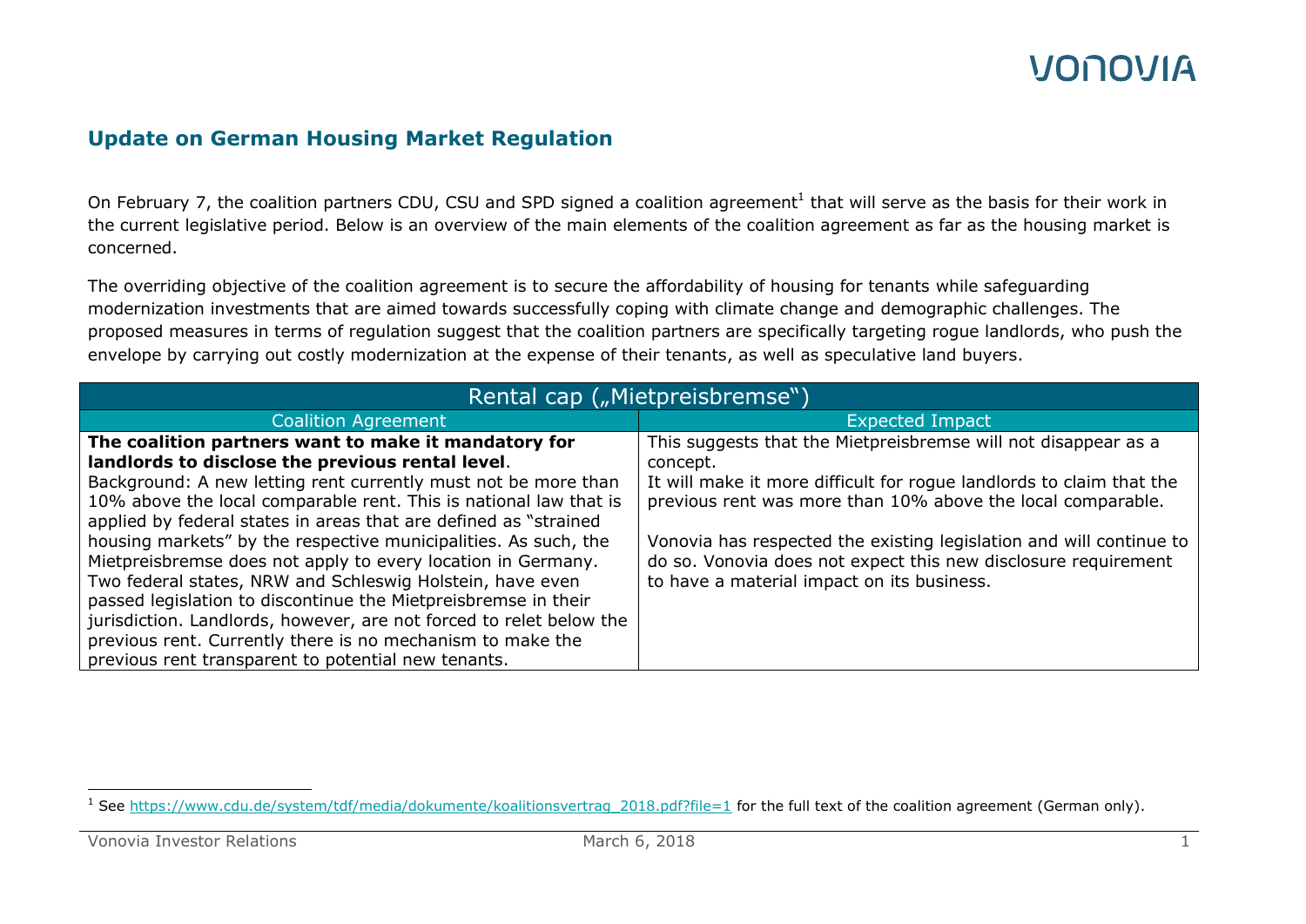## Update on German Housing Market Regulation

On February 7, the coalition partners CDU, CSU and SPD signed a coalition agreement[1] that will serve as the basis for their work in the current legislative period. Below is an overview of the main elements of the coalition agreement as far as the housing market is concerned.

The overriding objective of the coalition agreement is to secure the affordability of housing for tenants while safeguarding modernization investments that are aimed towards successfully coping with climate change and demographic challenges. The proposed measures in terms of regulation suggest that the coalition partners are specifically targeting rogue landlords, who push the envelope by carrying out costly modernization at the expense of their tenants, as well as speculative land buyers.

| Rental cap („Mietpreisbremse“) | |
|---|---|
| **Coalition Agreement** | **Expected Impact** |
| **The coalition partners want to make it mandatory for landlords to disclose the previous rental level**.<br>Background: A new letting rent currently must not be more than 10% above the local comparable rent. This is national law that is applied by federal states in areas that are defined as "strained housing markets" by the respective municipalities. As such, the Mietpreisbremse does not apply to every location in Germany. Two federal states, NRW and Schleswig Holstein, have even passed legislation to discontinue the Mietpreisbremse in their jurisdiction. Landlords, however, are not forced to relet below the previous rent. Currently there is no mechanism to make the previous rent transparent to potential new tenants. | This suggests that the Mietpreisbremse will not disappear as a concept.<br>It will make it more difficult for rogue landlords to claim that the previous rent was more than 10% above the local comparable.<br><br>Vonovia has respected the existing legislation and will continue to do so. Vonovia does not expect this new disclosure requirement to have a material impact on its business. |

[1] See https://www.cdu.de/system/tdf/media/dokumente/koalitionsvertrag_2018.pdf?file=1 for the full text of the coalition agreement (German only).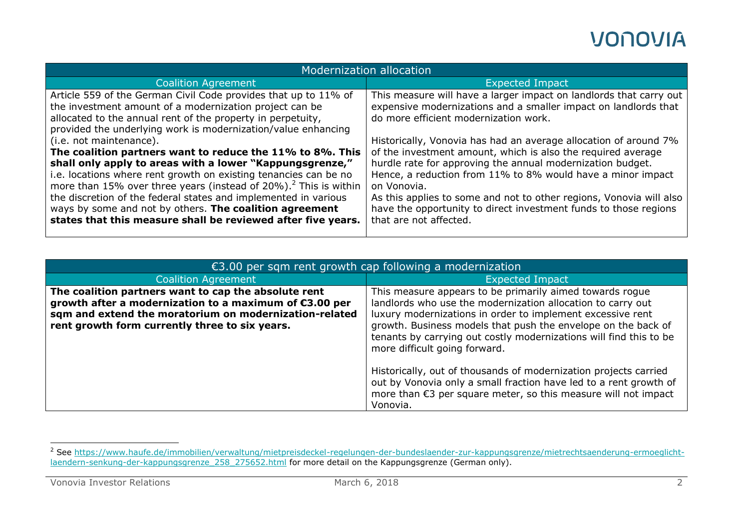| Modernization allocation | |
|---|---|
| **Coalition Agreement** | **Expected Impact** |
| Article 559 of the German Civil Code provides that up to 11% of the investment amount of a modernization project can be allocated to the annual rent of the property in perpetuity, provided the underlying work is modernization/value enhancing (i.e. not maintenance).<br>**The coalition partners want to reduce the 11% to 8%. This shall only apply to areas with a lower "Kappungsgrenze,"** i.e. locations where rent growth on existing tenancies can be no more than 15% over three years (instead of 20%).[2] This is within the discretion of the federal states and implemented in various ways by some and not by others. **The coalition agreement states that this measure shall be reviewed after five years.** | This measure will have a larger impact on landlords that carry out expensive modernizations and a smaller impact on landlords that do more efficient modernization work.<br><br>Historically, Vonovia has had an average allocation of around 7% of the investment amount, which is also the required average hurdle rate for approving the annual modernization budget. Hence, a reduction from 11% to 8% would have a minor impact on Vonovia.<br>As this applies to some and not to other regions, Vonovia will also have the opportunity to direct investment funds to those regions that are not affected. |

| €3.00 per sqm rent growth cap following a modernization | |
|---|---|
| **Coalition Agreement** | **Expected Impact** |
| **The coalition partners want to cap the absolute rent growth after a modernization to a maximum of €3.00 per sqm and extend the moratorium on modernization-related rent growth form currently three to six years.** | This measure appears to be primarily aimed towards rogue landlords who use the modernization allocation to carry out luxury modernizations in order to implement excessive rent growth. Business models that push the envelope on the back of tenants by carrying out costly modernizations will find this to be more difficult going forward.<br><br>Historically, out of thousands of modernization projects carried out by Vonovia only a small fraction have led to a rent growth of more than €3 per square meter, so this measure will not impact Vonovia. |

[2] See https://www.haufe.de/immobilien/verwaltung/mietpreisdeckel-regelungen-der-bundeslaender-zur-kappungsgrenze/mietrechtsaenderung-ermoeglicht-laendern-senkung-der-kappungsgrenze_258_275652.html for more detail on the Kappungsgrenze (German only).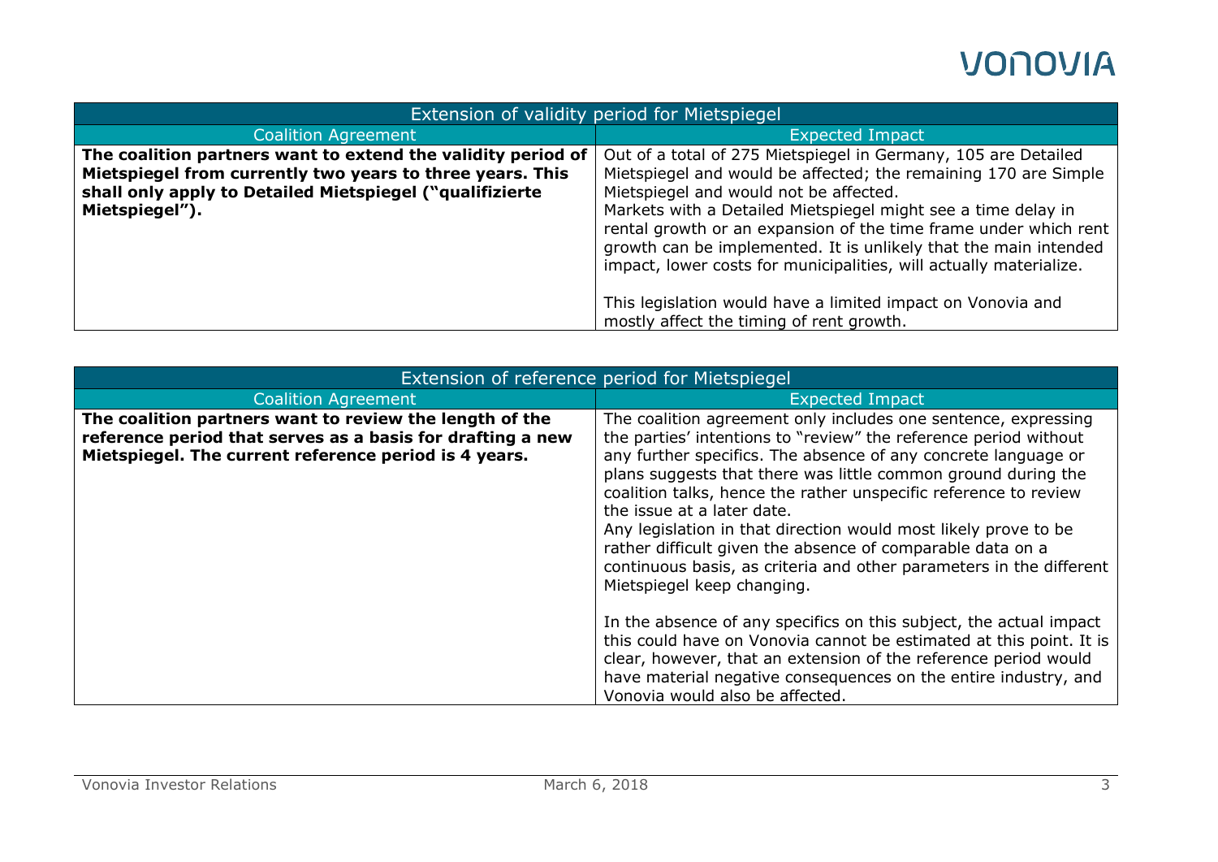| Extension of validity period for Mietspiegel | |
| --- | --- |
| **Coalition Agreement** | **Expected Impact** |
| **The coalition partners want to extend the validity period of Mietspiegel from currently two years to three years. This shall only apply to Detailed Mietspiegel ("qualifizierte Mietspiegel").** | Out of a total of 275 Mietspiegel in Germany, 105 are Detailed Mietspiegel and would be affected; the remaining 170 are Simple Mietspiegel and would not be affected.<br>Markets with a Detailed Mietspiegel might see a time delay in rental growth or an expansion of the time frame under which rent growth can be implemented. It is unlikely that the main intended impact, lower costs for municipalities, will actually materialize.<br><br>This legislation would have a limited impact on Vonovia and mostly affect the timing of rent growth. |

| Extension of reference period for Mietspiegel | |
| --- | --- |
| **Coalition Agreement** | **Expected Impact** |
| **The coalition partners want to review the length of the reference period that serves as a basis for drafting a new Mietspiegel. The current reference period is 4 years.** | The coalition agreement only includes one sentence, expressing the parties' intentions to "review" the reference period without any further specifics. The absence of any concrete language or plans suggests that there was little common ground during the coalition talks, hence the rather unspecific reference to review the issue at a later date.<br>Any legislation in that direction would most likely prove to be rather difficult given the absence of comparable data on a continuous basis, as criteria and other parameters in the different Mietspiegel keep changing.<br><br>In the absence of any specifics on this subject, the actual impact this could have on Vonovia cannot be estimated at this point. It is clear, however, that an extension of the reference period would have material negative consequences on the entire industry, and Vonovia would also be affected. |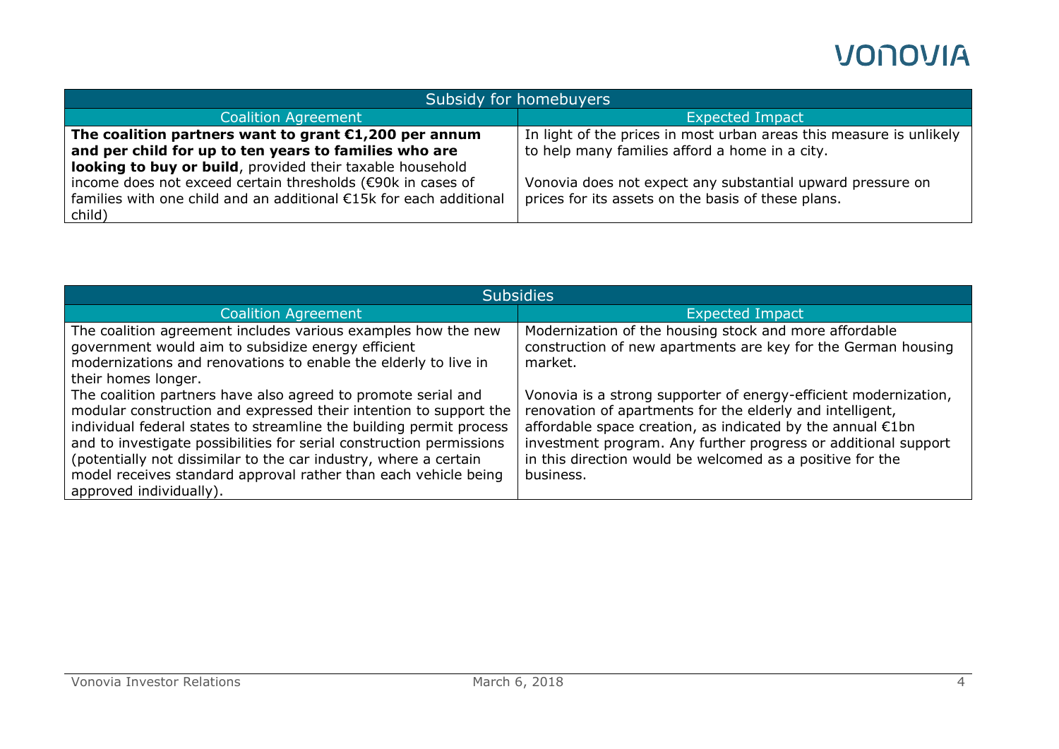| Subsidy for homebuyers | |
|---|---|
| Coalition Agreement | Expected Impact |
| **The coalition partners want to grant €1,200 per annum and per child for up to ten years to families who are looking to buy or build**, provided their taxable household income does not exceed certain thresholds (€90k in cases of families with one child and an additional €15k for each additional child) | In light of the prices in most urban areas this measure is unlikely to help many families afford a home in a city.<br><br>Vonovia does not expect any substantial upward pressure on prices for its assets on the basis of these plans. |

| Subsidies | |
|---|---|
| Coalition Agreement | Expected Impact |
| The coalition agreement includes various examples how the new government would aim to subsidize energy efficient modernizations and renovations to enable the elderly to live in their homes longer.<br>The coalition partners have also agreed to promote serial and modular construction and expressed their intention to support the individual federal states to streamline the building permit process and to investigate possibilities for serial construction permissions (potentially not dissimilar to the car industry, where a certain model receives standard approval rather than each vehicle being approved individually). | Modernization of the housing stock and more affordable construction of new apartments are key for the German housing market.<br><br>Vonovia is a strong supporter of energy-efficient modernization, renovation of apartments for the elderly and intelligent, affordable space creation, as indicated by the annual €1bn investment program. Any further progress or additional support in this direction would be welcomed as a positive for the business. |